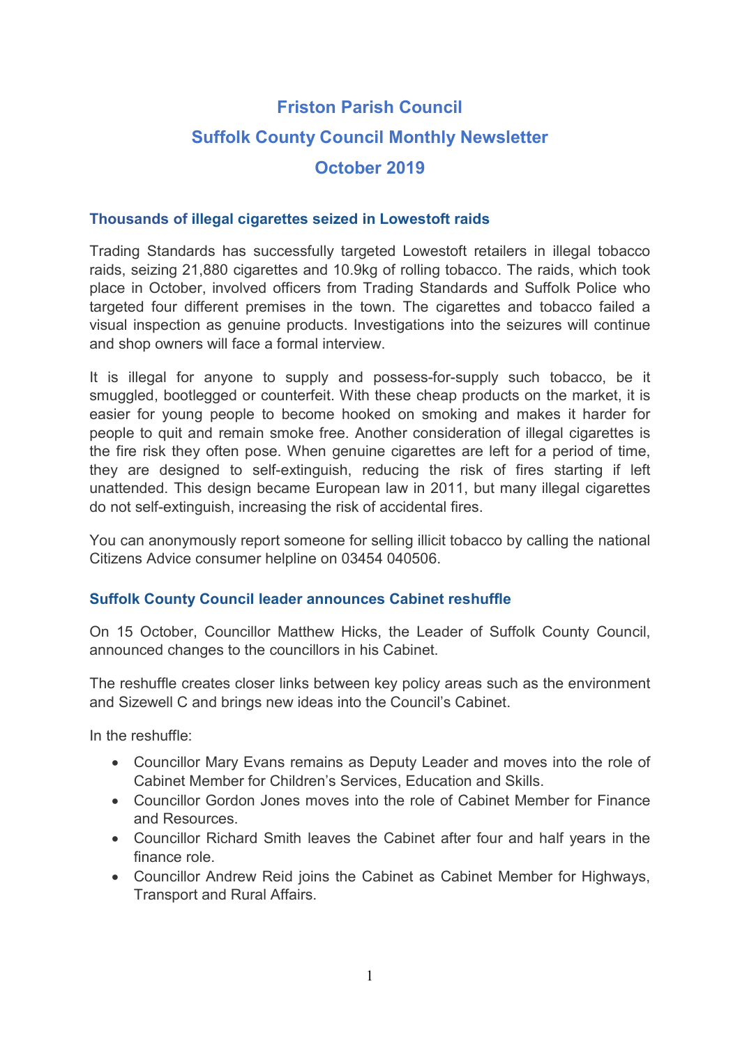# Friston Parish Council

# Suffolk County Council Monthly Newsletter

# October 2019

## Thousands of illegal cigarettes seized in Lowestoft raids

Trading Standards has successfully targeted Lowestoft retailers in illegal tobacco raids, seizing 21,880 cigarettes and 10.9kg of rolling tobacco. The raids, which took place in October, involved officers from Trading Standards and Suffolk Police who targeted four different premises in the town. The cigarettes and tobacco failed a visual inspection as genuine products. Investigations into the seizures will continue and shop owners will face a formal interview.

It is illegal for anyone to supply and possess-for-supply such tobacco, be it smuggled, bootlegged or counterfeit. With these cheap products on the market, it is easier for young people to become hooked on smoking and makes it harder for people to quit and remain smoke free. Another consideration of illegal cigarettes is the fire risk they often pose. When genuine cigarettes are left for a period of time, they are designed to self-extinguish, reducing the risk of fires starting if left unattended. This design became European law in 2011, but many illegal cigarettes do not self-extinguish, increasing the risk of accidental fires.

You can anonymously report someone for selling illicit tobacco by calling the national Citizens Advice consumer helpline on 03454 040506.

## Suffolk County Council leader announces Cabinet reshuffle

On 15 October, Councillor Matthew Hicks, the Leader of Suffolk County Council, announced changes to the councillors in his Cabinet.

The reshuffle creates closer links between key policy areas such as the environment and Sizewell C and brings new ideas into the Council's Cabinet.

In the reshuffle:

- Councillor Mary Evans remains as Deputy Leader and moves into the role of Cabinet Member for Children's Services, Education and Skills.
- Councillor Gordon Jones moves into the role of Cabinet Member for Finance and Resources.
- Councillor Richard Smith leaves the Cabinet after four and half years in the finance role.
- Councillor Andrew Reid joins the Cabinet as Cabinet Member for Highways, Transport and Rural Affairs.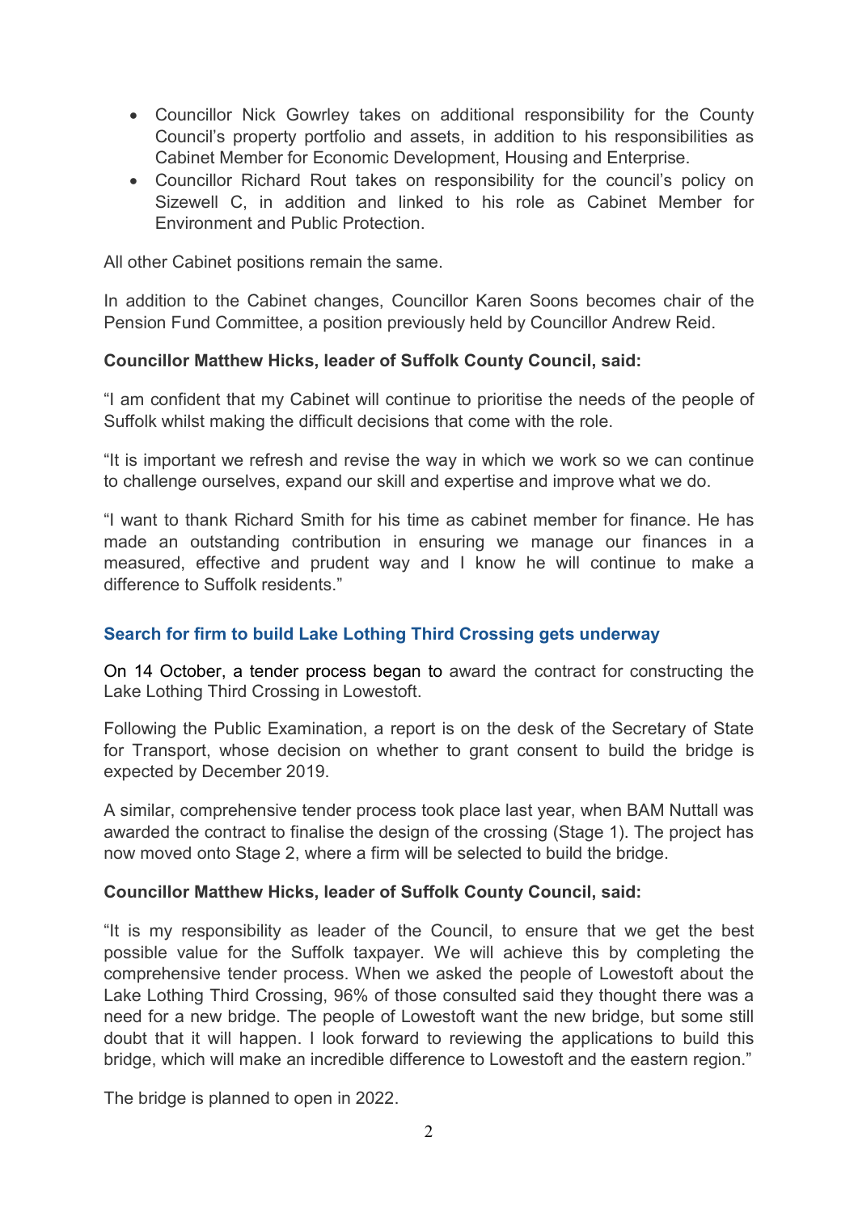- Councillor Nick Gowrley takes on additional responsibility for the County Council's property portfolio and assets, in addition to his responsibilities as Cabinet Member for Economic Development, Housing and Enterprise.
- Councillor Richard Rout takes on responsibility for the council's policy on Sizewell C, in addition and linked to his role as Cabinet Member for Environment and Public Protection.

All other Cabinet positions remain the same.

In addition to the Cabinet changes, Councillor Karen Soons becomes chair of the Pension Fund Committee, a position previously held by Councillor Andrew Reid.

**Councillor Matthew Hicks, leader of Suffolk County Council, said:**

"I am confident that my Cabinet will continue to prioritise the needs of the people of Suffolk whilst making the difficult decisions that come with the role.

"It is important we refresh and revise the way in which we work so we can continue to challenge ourselves, expand our skill and expertise and improve what we do.

"I want to thank Richard Smith for his time as cabinet member for finance. He has made an outstanding contribution in ensuring we manage our finances in a measured, effective and prudent way and I know he will continue to make a difference to Suffolk residents."

## Search for firm to build Lake Lothing Third Crossing gets underway

On 14 October, a tender process began to award the contract for constructing the Lake Lothing Third Crossing in Lowestoft.

Following the Public Examination, a report is on the desk of the Secretary of State for Transport, whose decision on whether to grant consent to build the bridge is expected by December 2019.

A similar, comprehensive tender process took place last year, when BAM Nuttall was awarded the contract to finalise the design of the crossing (Stage 1). The project has now moved onto Stage 2, where a firm will be selected to build the bridge.

**Councillor Matthew Hicks, leader of Suffolk County Council, said:**

"It is my responsibility as leader of the Council, to ensure that we get the best possible value for the Suffolk taxpayer. We will achieve this by completing the comprehensive tender process. When we asked the people of Lowestoft about the Lake Lothing Third Crossing, 96% of those consulted said they thought there was a need for a new bridge. The people of Lowestoft want the new bridge, but some still doubt that it will happen. I look forward to reviewing the applications to build this bridge, which will make an incredible difference to Lowestoft and the eastern region."

The bridge is planned to open in 2022.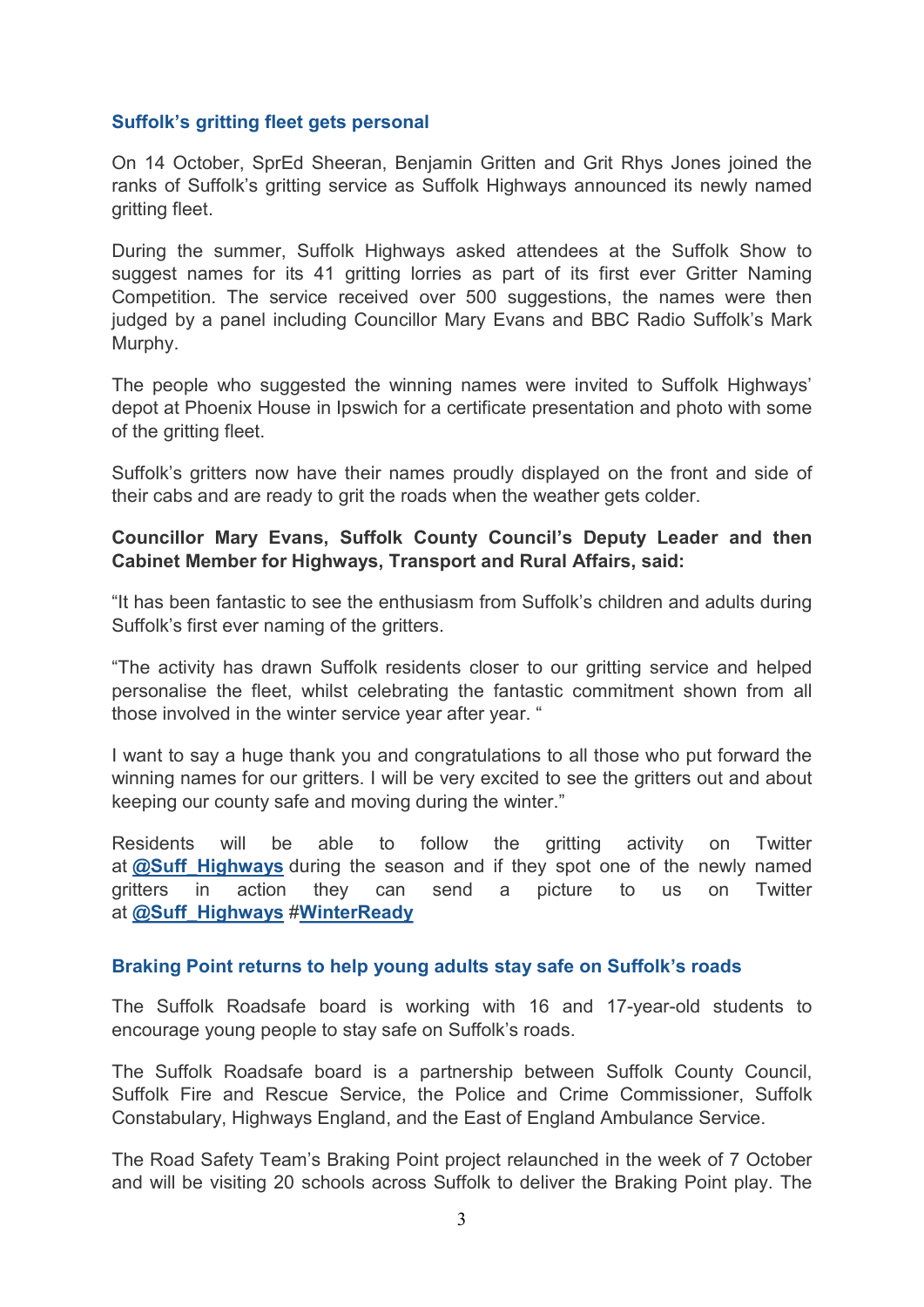## Suffolk's gritting fleet gets personal

On 14 October, SprEd Sheeran, Benjamin Gritten and Grit Rhys Jones joined the ranks of Suffolk's gritting service as Suffolk Highways announced its newly named gritting fleet.

During the summer, Suffolk Highways asked attendees at the Suffolk Show to suggest names for its 41 gritting lorries as part of its first ever Gritter Naming Competition. The service received over 500 suggestions, the names were then judged by a panel including Councillor Mary Evans and BBC Radio Suffolk's Mark Murphy.

The people who suggested the winning names were invited to Suffolk Highways' depot at Phoenix House in Ipswich for a certificate presentation and photo with some of the gritting fleet.

Suffolk's gritters now have their names proudly displayed on the front and side of their cabs and are ready to grit the roads when the weather gets colder.

**Councillor Mary Evans, Suffolk County Council's Deputy Leader and then Cabinet Member for Highways, Transport and Rural Affairs, said:**

"It has been fantastic to see the enthusiasm from Suffolk's children and adults during Suffolk's first ever naming of the gritters.

"The activity has drawn Suffolk residents closer to our gritting service and helped personalise the fleet, whilst celebrating the fantastic commitment shown from all those involved in the winter service year after year. "

I want to say a huge thank you and congratulations to all those who put forward the winning names for our gritters. I will be very excited to see the gritters out and about keeping our county safe and moving during the winter."

Residents will be able to follow the gritting activity on Twitter at **@Suff_Highways** during the season and if they spot one of the newly named gritters in action they can send a picture to us on Twitter at **@Suff_Highways** #**WinterReady**

## Braking Point returns to help young adults stay safe on Suffolk's roads

The Suffolk Roadsafe board is working with 16 and 17-year-old students to encourage young people to stay safe on Suffolk's roads.

The Suffolk Roadsafe board is a partnership between Suffolk County Council, Suffolk Fire and Rescue Service, the Police and Crime Commissioner, Suffolk Constabulary, Highways England, and the East of England Ambulance Service.

The Road Safety Team's Braking Point project relaunched in the week of 7 October and will be visiting 20 schools across Suffolk to deliver the Braking Point play. The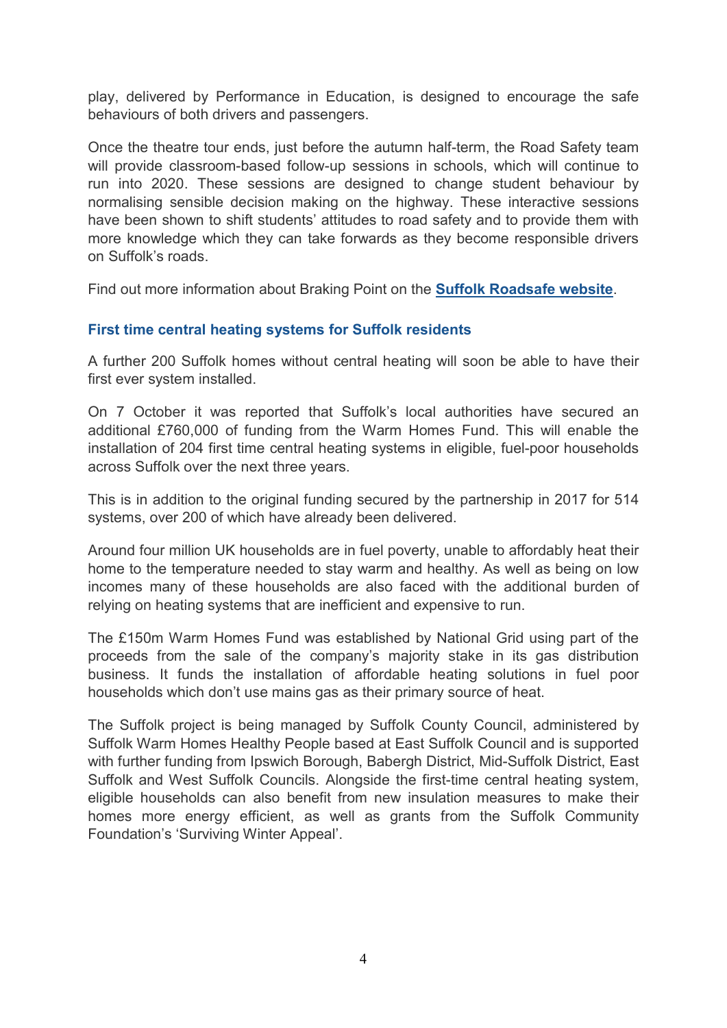play, delivered by Performance in Education, is designed to encourage the safe behaviours of both drivers and passengers.

Once the theatre tour ends, just before the autumn half-term, the Road Safety team will provide classroom-based follow-up sessions in schools, which will continue to run into 2020. These sessions are designed to change student behaviour by normalising sensible decision making on the highway. These interactive sessions have been shown to shift students' attitudes to road safety and to provide them with more knowledge which they can take forwards as they become responsible drivers on Suffolk's roads.

Find out more information about Braking Point on the **Suffolk Roadsafe website**.

### First time central heating systems for Suffolk residents

A further 200 Suffolk homes without central heating will soon be able to have their first ever system installed.

On 7 October it was reported that Suffolk's local authorities have secured an additional £760,000 of funding from the Warm Homes Fund. This will enable the installation of 204 first time central heating systems in eligible, fuel-poor households across Suffolk over the next three years.

This is in addition to the original funding secured by the partnership in 2017 for 514 systems, over 200 of which have already been delivered.

Around four million UK households are in fuel poverty, unable to affordably heat their home to the temperature needed to stay warm and healthy. As well as being on low incomes many of these households are also faced with the additional burden of relying on heating systems that are inefficient and expensive to run.

The £150m Warm Homes Fund was established by National Grid using part of the proceeds from the sale of the company's majority stake in its gas distribution business. It funds the installation of affordable heating solutions in fuel poor households which don't use mains gas as their primary source of heat.

The Suffolk project is being managed by Suffolk County Council, administered by Suffolk Warm Homes Healthy People based at East Suffolk Council and is supported with further funding from Ipswich Borough, Babergh District, Mid-Suffolk District, East Suffolk and West Suffolk Councils. Alongside the first-time central heating system, eligible households can also benefit from new insulation measures to make their homes more energy efficient, as well as grants from the Suffolk Community Foundation's 'Surviving Winter Appeal'.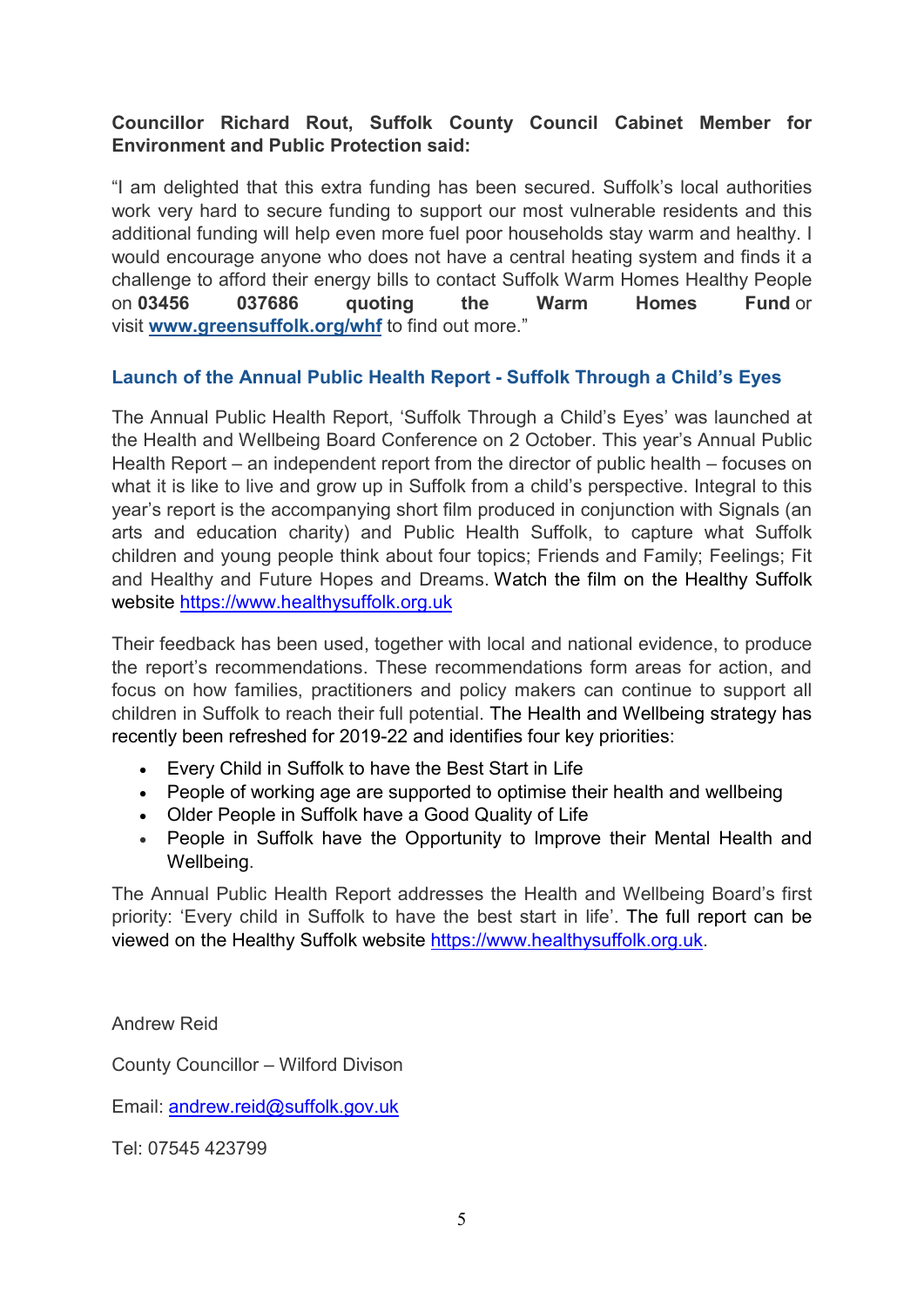**Councillor Richard Rout, Suffolk County Council Cabinet Member for Environment and Public Protection said:**

"I am delighted that this extra funding has been secured. Suffolk's local authorities work very hard to secure funding to support our most vulnerable residents and this additional funding will help even more fuel poor households stay warm and healthy. I would encourage anyone who does not have a central heating system and finds it a challenge to afford their energy bills to contact Suffolk Warm Homes Healthy People on **03456 037686 quoting the Warm Homes Fund** or visit **[www.greensuffolk.org/whf](www.greensuffolk.org/whf)** to find out more."

## Launch of the Annual Public Health Report - Suffolk Through a Child's Eyes

The Annual Public Health Report, 'Suffolk Through a Child's Eyes' was launched at the Health and Wellbeing Board Conference on 2 October. This year's Annual Public Health Report – an independent report from the director of public health – focuses on what it is like to live and grow up in Suffolk from a child's perspective. Integral to this year's report is the accompanying short film produced in conjunction with Signals (an arts and education charity) and Public Health Suffolk, to capture what Suffolk children and young people think about four topics; Friends and Family; Feelings; Fit and Healthy and Future Hopes and Dreams. Watch the film on the Healthy Suffolk website [https://www.healthysuffolk.org.uk](https://www.healthysuffolk.org.uk)

Their feedback has been used, together with local and national evidence, to produce the report's recommendations. These recommendations form areas for action, and focus on how families, practitioners and policy makers can continue to support all children in Suffolk to reach their full potential. The Health and Wellbeing strategy has recently been refreshed for 2019-22 and identifies four key priorities:

- Every Child in Suffolk to have the Best Start in Life
- People of working age are supported to optimise their health and wellbeing
- Older People in Suffolk have a Good Quality of Life
- People in Suffolk have the Opportunity to Improve their Mental Health and Wellbeing.

The Annual Public Health Report addresses the Health and Wellbeing Board's first priority: 'Every child in Suffolk to have the best start in life'. The full report can be viewed on the Healthy Suffolk website [https://www.healthysuffolk.org.uk](https://www.healthysuffolk.org.uk).

Andrew Reid

County Councillor – Wilford Divison

Email: [andrew.reid@suffolk.gov.uk](mailto:andrew.reid@suffolk.gov.uk)

Tel: 07545 423799